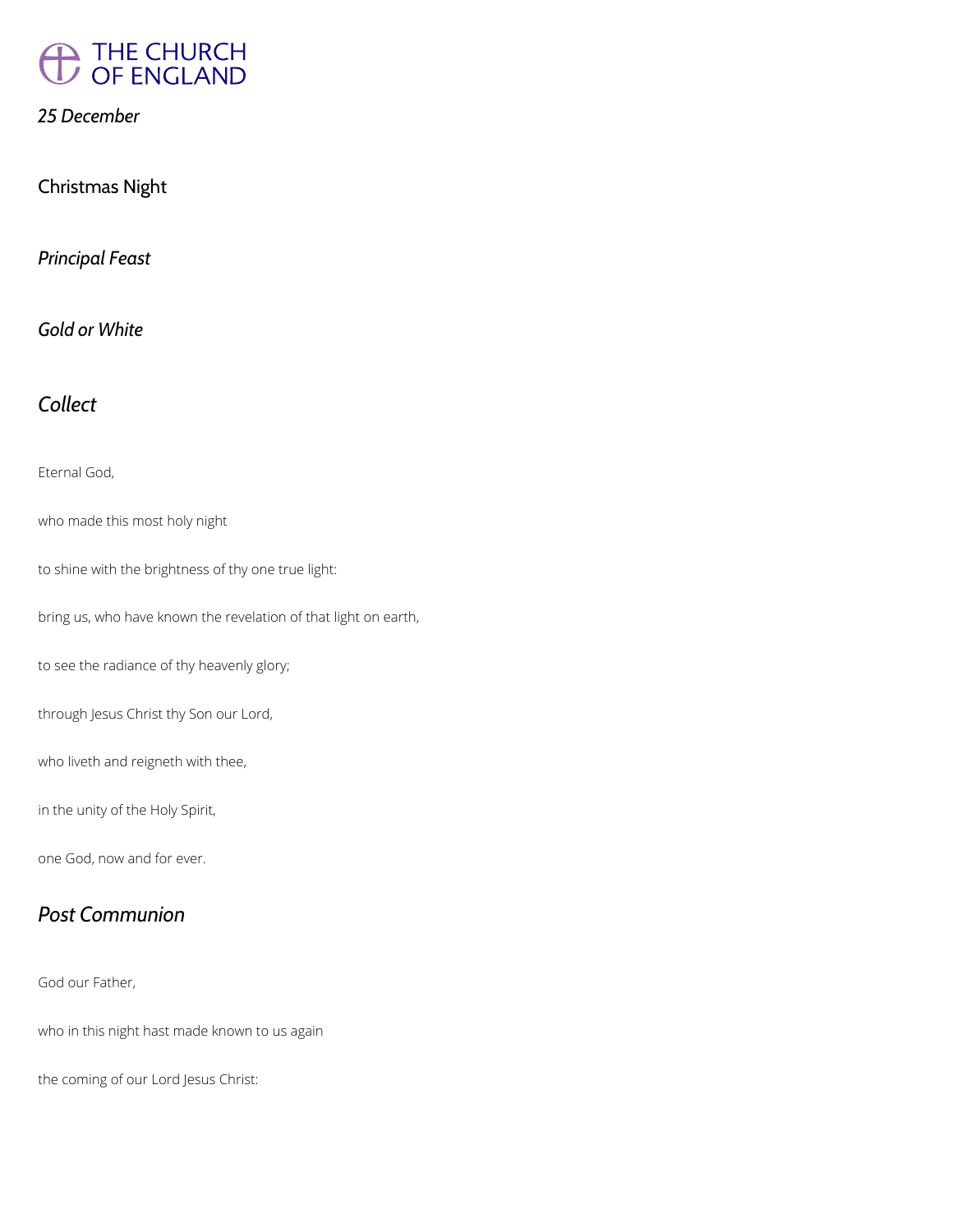# THE CHURCH OF ENGLAND

*25 December*

Christmas Night

*Principal Feast*

*Gold or White*

## *Collect*

Eternal God,

who made this most holy night

to shine with the brightness of thy one true light:

bring us, who have known the revelation of that light on earth,

to see the radiance of thy heavenly glory;

through Jesus Christ thy Son our Lord,

who liveth and reigneth with thee,

in the unity of the Holy Spirit,

one God, now and for ever.

## *Post Communion*

God our Father,

who in this night hast made known to us again

the coming of our Lord Jesus Christ: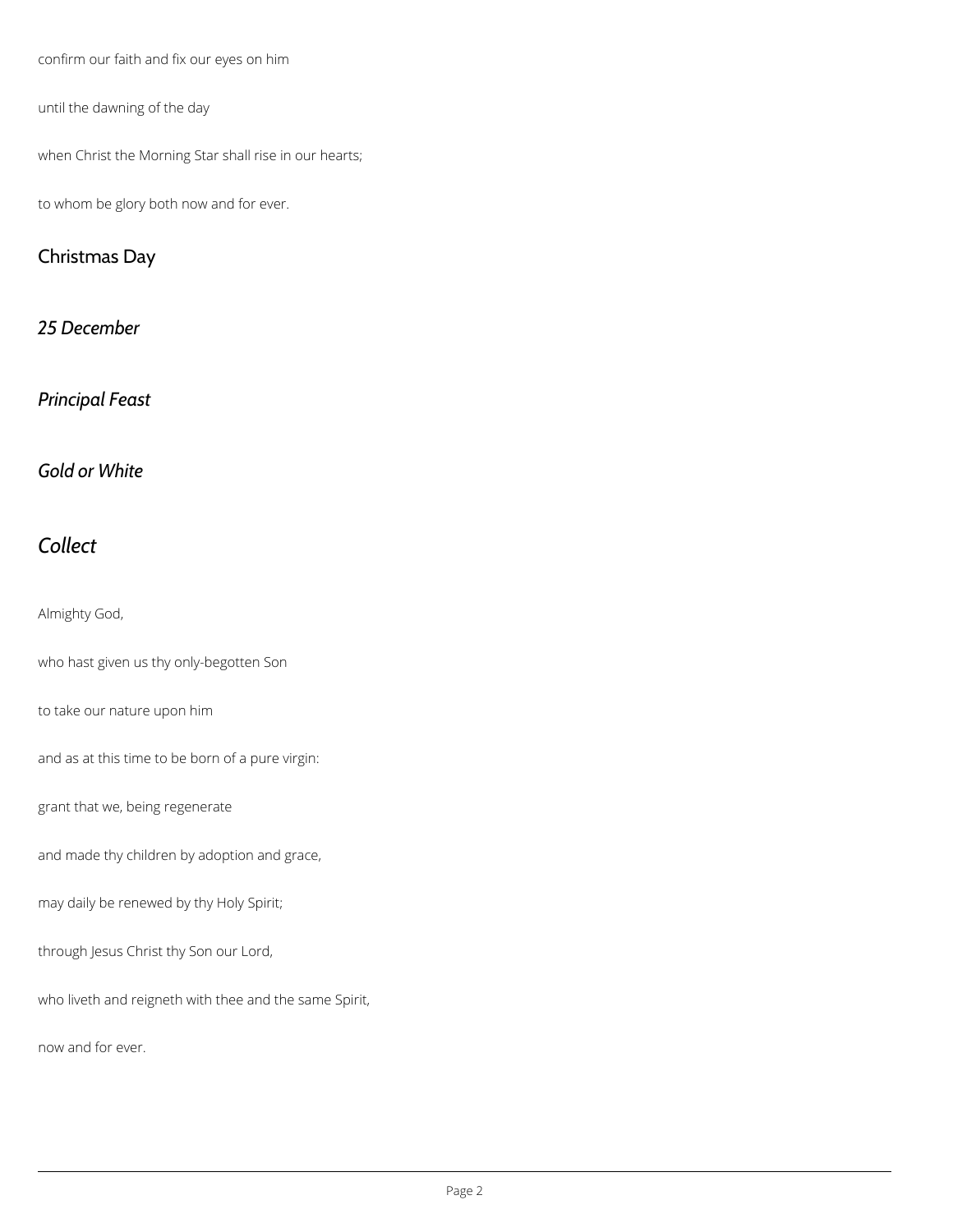confirm our faith and fix our eyes on him

until the dawning of the day

when Christ the Morning Star shall rise in our hearts;

to whom be glory both now and for ever.

## Christmas Day

*25 December*

*Principal Feast*

*Gold or White*

## *Collect*

Almighty God,

who hast given us thy only-begotten Son

to take our nature upon him

and as at this time to be born of a pure virgin:

grant that we, being regenerate

and made thy children by adoption and grace,

may daily be renewed by thy Holy Spirit;

through Jesus Christ thy Son our Lord,

who liveth and reigneth with thee and the same Spirit,

now and for ever.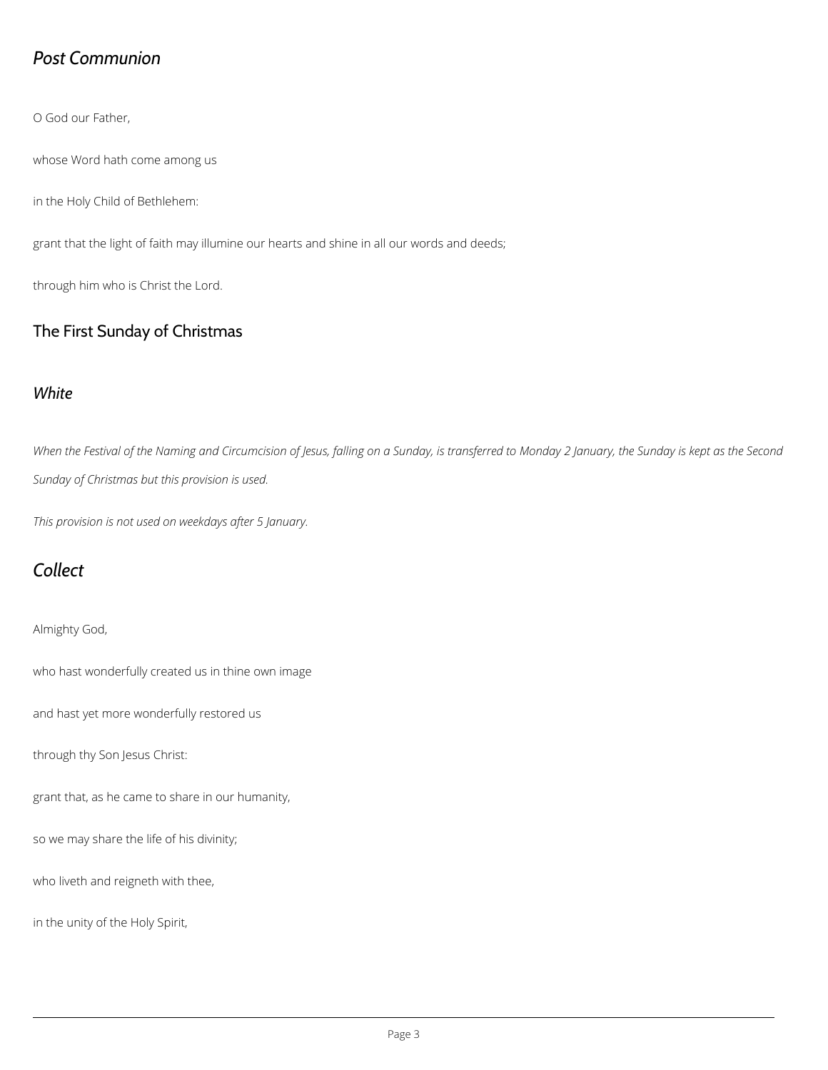## *Post Communion*

O God our Father,

whose Word hath come among us

in the Holy Child of Bethlehem:

grant that the light of faith may illumine our hearts and shine in all our words and deeds;

through him who is Christ the Lord.

## The First Sunday of Christmas

### *White*

*When the Festival of the Naming and Circumcision of Jesus, falling on a Sunday, is transferred to Monday 2 January, the Sunday is kept as the Second Sunday of Christmas but this provision is used.*

*This provision is not used on weekdays after 5 January.*

## *Collect*

Almighty God,

who hast wonderfully created us in thine own image

and hast yet more wonderfully restored us

through thy Son Jesus Christ:

grant that, as he came to share in our humanity,

so we may share the life of his divinity;

who liveth and reigneth with thee,

in the unity of the Holy Spirit,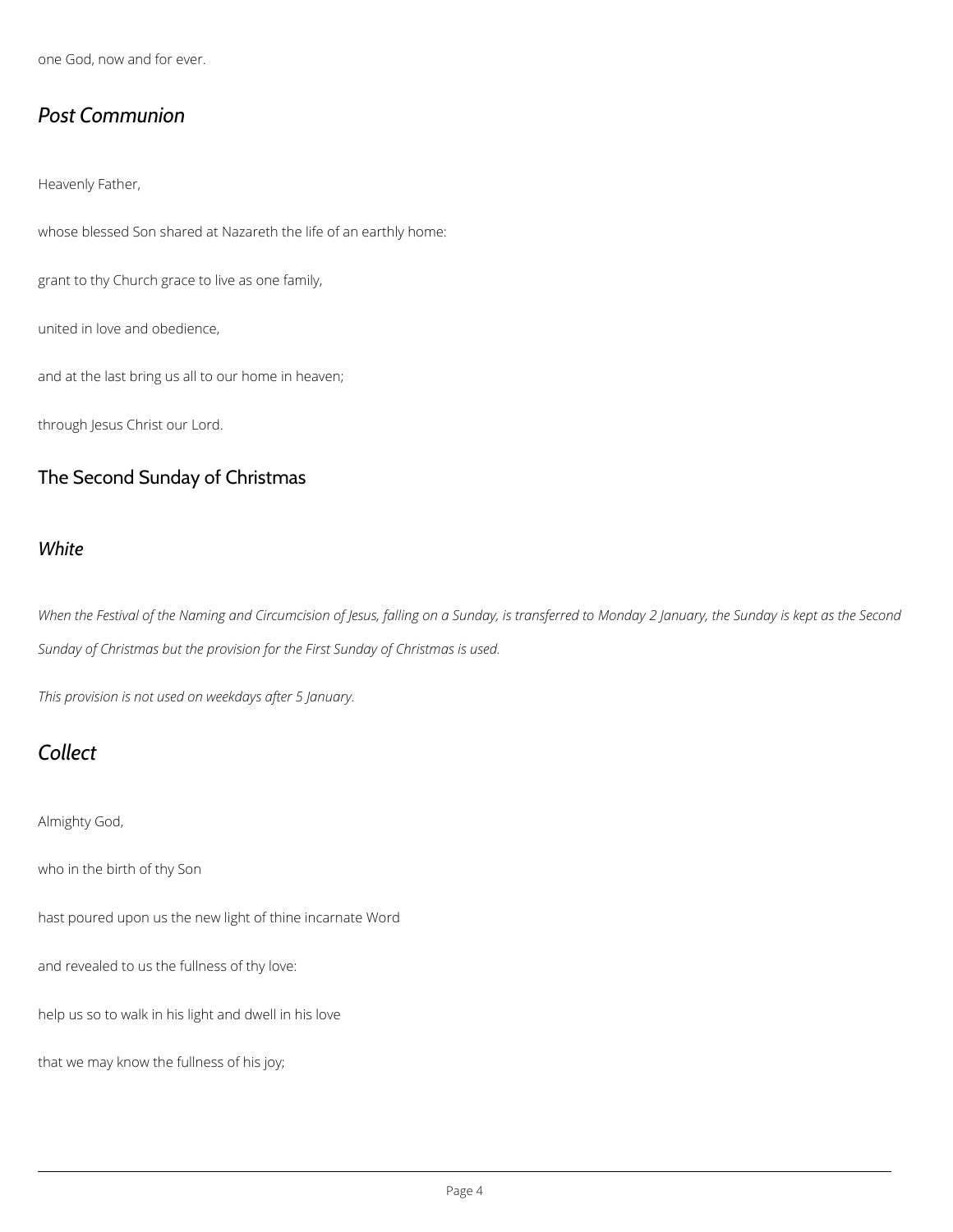one God, now and for ever.

## *Post Communion*

Heavenly Father,

whose blessed Son shared at Nazareth the life of an earthly home:

grant to thy Church grace to live as one family,

united in love and obedience,

and at the last bring us all to our home in heaven;

through Jesus Christ our Lord.

# The Second Sunday of Christmas

## *White*

*When the Festival of the Naming and Circumcision of Jesus, falling on a Sunday, is transferred to Monday 2 January, the Sunday is kept as the Second Sunday of Christmas but the provision for the First Sunday of Christmas is used.*

*This provision is not used on weekdays after 5 January.*

## *Collect*

Almighty God,

who in the birth of thy Son

hast poured upon us the new light of thine incarnate Word

and revealed to us the fullness of thy love:

help us so to walk in his light and dwell in his love

that we may know the fullness of his joy;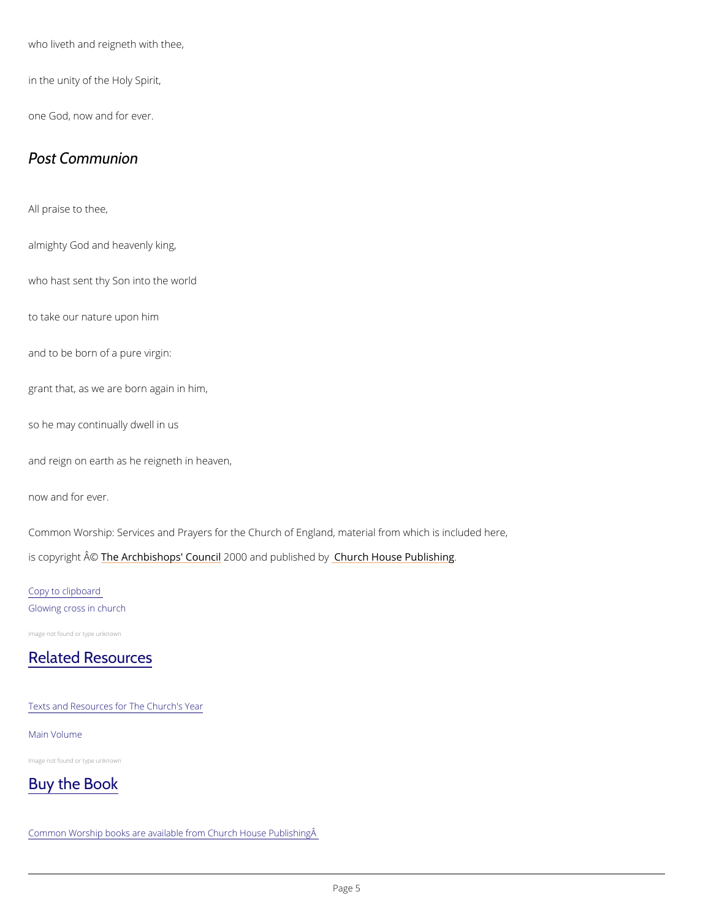who liveth and reigneth with thee,

in the unity of the Holy Spirit,

one God, now and for ever.

## *Post Communion*

All praise to thee,

almighty God and heavenly king,

who hast sent thy Son into the world

to take our nature upon him

and to be born of a pure virgin:

grant that, as we are born again in him,

so he may continually dwell in us

and reign on earth as he reigneth in heaven,

now and for ever.

Common Worship: Services and Prayers for the Church of England, material from which is included here, is copyright Â© The Archbishops' Council 2000 and published by Church House Publishing.

Copy to clipboard

Glowing cross in church

Image not found or type unknown

## Related Resources

Texts and Resources for The Church's Year

Main Volume

Image not found or type unknown

## Buy the Book

Common Worship books are available from Church House PublishingÂ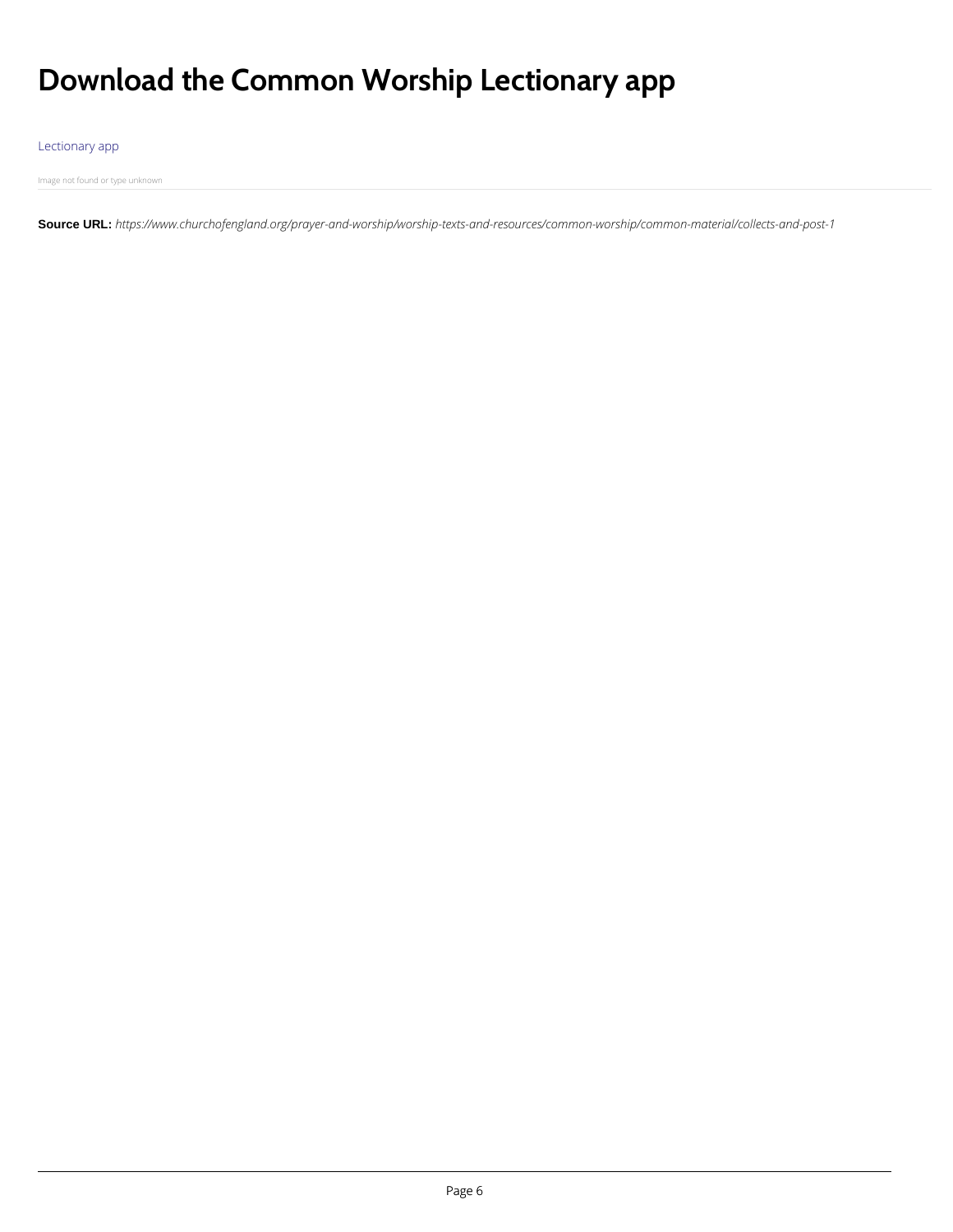# Download the Common Worship Lectionary app

Lectionary app

Image not found or type unknown

**Source URL:** *https://www.churchofengland.org/prayer-and-worship/worship-texts-and-resources/common-worship/common-material/collects-and-post-1*